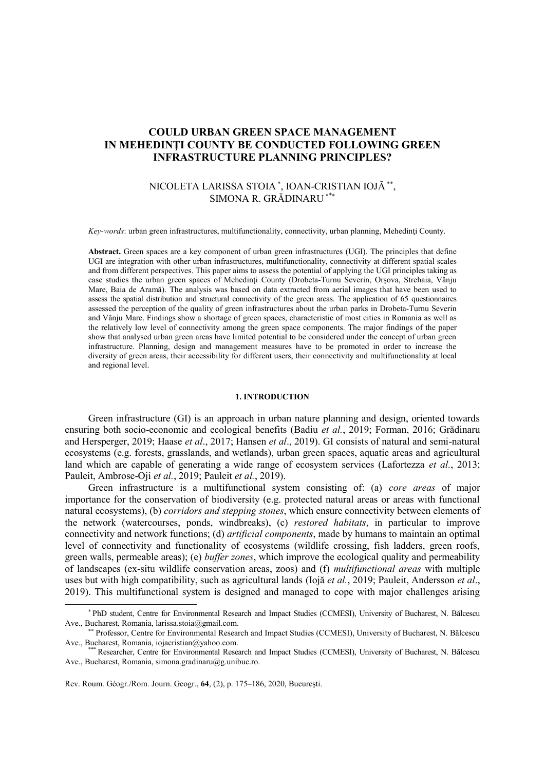# COULD URBAN GREEN SPACE MANAGEMENT IN MEHEDINŢI COUNTY BE CONDUCTED FOLLOWING GREEN INFRASTRUCTURE PLANNING PRINCIPLES?

NICOLETA LARISSA STOIA [*], IOAN-CRISTIAN IOJĂ [**], SIMONA R. GRĂDINARU [***]

*Key-words*: urban green infrastructures, multifunctionality, connectivity, urban planning, Mehedinţi County.

**Abstract.** Green spaces are a key component of urban green infrastructures (UGI). The principles that define UGI are integration with other urban infrastructures, multifunctionality, connectivity at different spatial scales and from different perspectives. This paper aims to assess the potential of applying the UGI principles taking as case studies the urban green spaces of Mehedinţi County (Drobeta-Turnu Severin, Orşova, Strehaia, Vânju Mare, Baia de Aramă). The analysis was based on data extracted from aerial images that have been used to assess the spatial distribution and structural connectivity of the green areas. The application of 65 questionnaires assessed the perception of the quality of green infrastructures about the urban parks in Drobeta-Turnu Severin and Vânju Mare. Findings show a shortage of green spaces, characteristic of most cities in Romania as well as the relatively low level of connectivity among the green space components. The major findings of the paper show that analysed urban green areas have limited potential to be considered under the concept of urban green infrastructure. Planning, design and management measures have to be promoted in order to increase the diversity of green areas, their accessibility for different users, their connectivity and multifunctionality at local and regional level.

## 1. INTRODUCTION

Green infrastructure (GI) is an approach in urban nature planning and design, oriented towards ensuring both socio-economic and ecological benefits (Badiu *et al.*, 2019; Forman, 2016; Grădinaru and Hersperger, 2019; Haase *et al*., 2017; Hansen *et al*., 2019). GI consists of natural and semi-natural ecosystems (e.g. forests, grasslands, and wetlands), urban green spaces, aquatic areas and agricultural land which are capable of generating a wide range of ecosystem services (Lafortezza *et al.*, 2013; Pauleit, Ambrose-Oji *et al.*, 2019; Pauleit *et al.*, 2019).

Green infrastructure is a multifunctional system consisting of: (a) *core areas* of major importance for the conservation of biodiversity (e.g. protected natural areas or areas with functional natural ecosystems), (b) *corridors and stepping stones*, which ensure connectivity between elements of the network (watercourses, ponds, windbreaks), (c) *restored habitats*, in particular to improve connectivity and network functions; (d) *artificial components*, made by humans to maintain an optimal level of connectivity and functionality of ecosystems (wildlife crossing, fish ladders, green roofs, green walls, permeable areas); (e) *buffer zones*, which improve the ecological quality and permeability of landscapes (ex-situ wildlife conservation areas, zoos) and (f) *multifunctional areas* with multiple uses but with high compatibility, such as agricultural lands (Iojă *et al.*, 2019; Pauleit, Andersson *et al*., 2019). This multifunctional system is designed and managed to cope with major challenges arising

---

[*] PhD student, Centre for Environmental Research and Impact Studies (CCMESI), University of Bucharest, N. Bălcescu Ave., Bucharest, Romania, larissa.stoia@gmail.com.

[**] Professor, Centre for Environmental Research and Impact Studies (CCMESI), University of Bucharest, N. Bălcescu Ave., Bucharest, Romania, iojacristian@yahoo.com.

[***] Researcher, Centre for Environmental Research and Impact Studies (CCMESI), University of Bucharest, N. Bălcescu Ave., Bucharest, Romania, simona.gradinaru@g.unibuc.ro.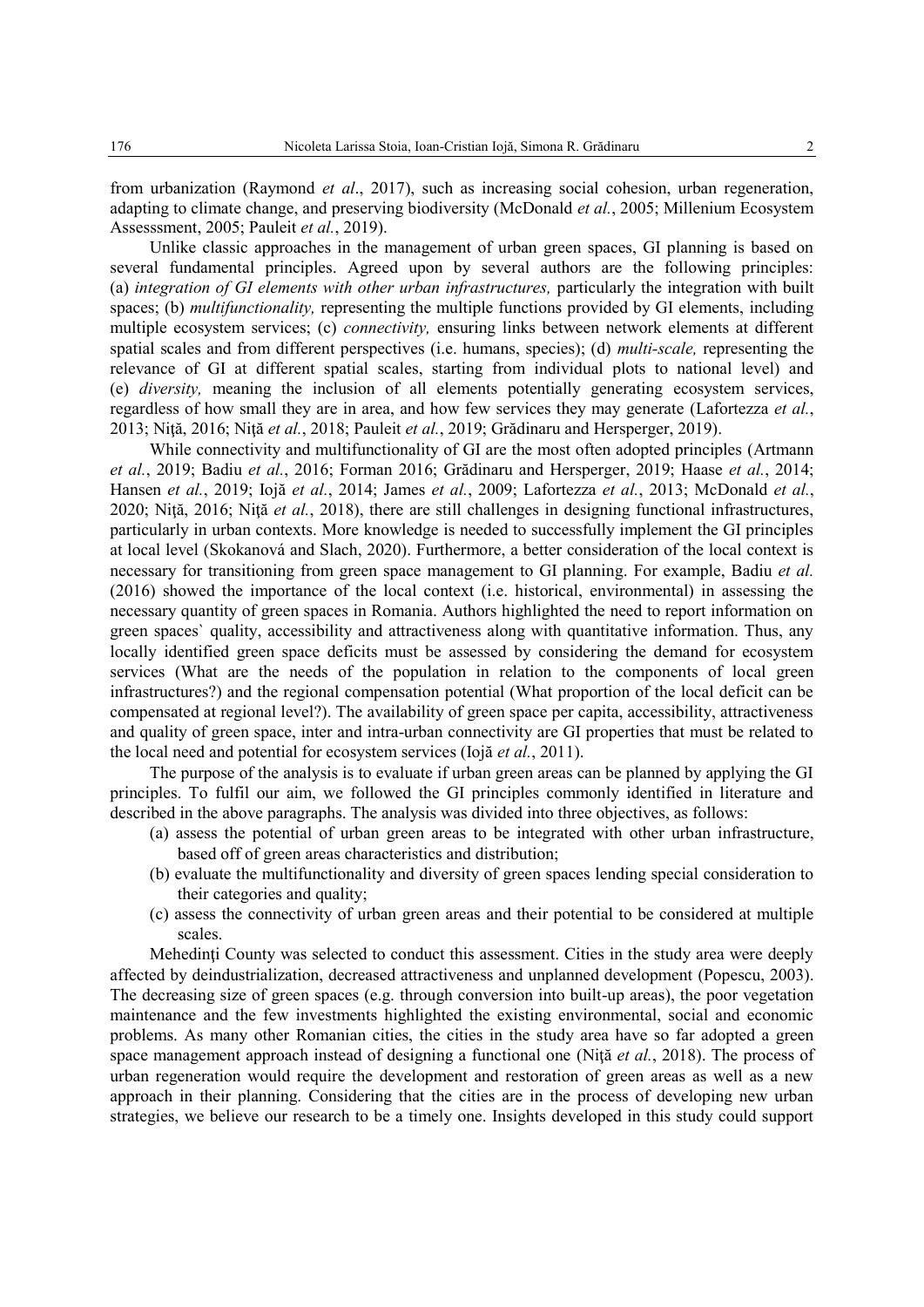from urbanization (Raymond *et al*., 2017), such as increasing social cohesion, urban regeneration, adapting to climate change, and preserving biodiversity (McDonald *et al.*, 2005; Millenium Ecosystem Assesssment, 2005; Pauleit *et al.*, 2019).

Unlike classic approaches in the management of urban green spaces, GI planning is based on several fundamental principles. Agreed upon by several authors are the following principles: (a) *integration of GI elements with other urban infrastructures,* particularly the integration with built spaces; (b) *multifunctionality,* representing the multiple functions provided by GI elements, including multiple ecosystem services; (c) *connectivity,* ensuring links between network elements at different spatial scales and from different perspectives (i.e. humans, species); (d) *multi-scale,* representing the relevance of GI at different spatial scales, starting from individual plots to national level) and (e) *diversity,* meaning the inclusion of all elements potentially generating ecosystem services, regardless of how small they are in area, and how few services they may generate (Lafortezza *et al.*, 2013; Niţă, 2016; Niţă *et al.*, 2018; Pauleit *et al.*, 2019; Grădinaru and Hersperger, 2019).

While connectivity and multifunctionality of GI are the most often adopted principles (Artmann *et al.*, 2019; Badiu *et al.*, 2016; Forman 2016; Grădinaru and Hersperger, 2019; Haase *et al.*, 2014; Hansen *et al.*, 2019; Iojă *et al.*, 2014; James *et al.*, 2009; Lafortezza *et al.*, 2013; McDonald *et al.*, 2020; Niţă, 2016; Niţă *et al.*, 2018), there are still challenges in designing functional infrastructures, particularly in urban contexts. More knowledge is needed to successfully implement the GI principles at local level (Skokanová and Slach, 2020). Furthermore, a better consideration of the local context is necessary for transitioning from green space management to GI planning. For example, Badiu *et al.* (2016) showed the importance of the local context (i.e. historical, environmental) in assessing the necessary quantity of green spaces in Romania. Authors highlighted the need to report information on green spaces` quality, accessibility and attractiveness along with quantitative information. Thus, any locally identified green space deficits must be assessed by considering the demand for ecosystem services (What are the needs of the population in relation to the components of local green infrastructures?) and the regional compensation potential (What proportion of the local deficit can be compensated at regional level?). The availability of green space per capita, accessibility, attractiveness and quality of green space, inter and intra-urban connectivity are GI properties that must be related to the local need and potential for ecosystem services (Iojă *et al.*, 2011).

The purpose of the analysis is to evaluate if urban green areas can be planned by applying the GI principles. To fulfil our aim, we followed the GI principles commonly identified in literature and described in the above paragraphs. The analysis was divided into three objectives, as follows:

(a) assess the potential of urban green areas to be integrated with other urban infrastructure, based off of green areas characteristics and distribution;
(b) evaluate the multifunctionality and diversity of green spaces lending special consideration to their categories and quality;
(c) assess the connectivity of urban green areas and their potential to be considered at multiple scales.

Mehedinţi County was selected to conduct this assessment. Cities in the study area were deeply affected by deindustrialization, decreased attractiveness and unplanned development (Popescu, 2003). The decreasing size of green spaces (e.g. through conversion into built-up areas), the poor vegetation maintenance and the few investments highlighted the existing environmental, social and economic problems. As many other Romanian cities, the cities in the study area have so far adopted a green space management approach instead of designing a functional one (Niţă *et al.*, 2018). The process of urban regeneration would require the development and restoration of green areas as well as a new approach in their planning. Considering that the cities are in the process of developing new urban strategies, we believe our research to be a timely one. Insights developed in this study could support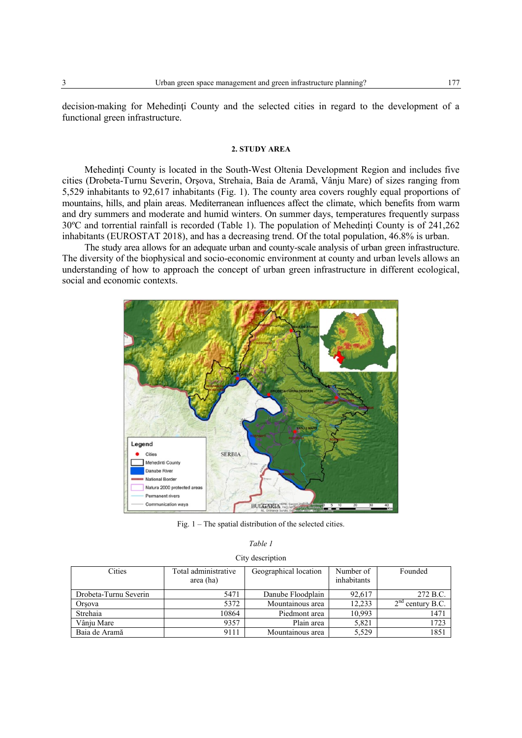decision-making for Mehedinți County and the selected cities in regard to the development of a functional green infrastructure.

## 2. STUDY AREA

Mehedinți County is located in the South-West Oltenia Development Region and includes five cities (Drobeta-Turnu Severin, Orşova, Strehaia, Baia de Aramă, Vânju Mare) of sizes ranging from 5,529 inhabitants to 92,617 inhabitants (Fig. 1). The county area covers roughly equal proportions of mountains, hills, and plain areas. Mediterranean influences affect the climate, which benefits from warm and dry summers and moderate and humid winters. On summer days, temperatures frequently surpass 30ºC and torrential rainfall is recorded (Table 1). The population of Mehedinți County is of 241,262 inhabitants (EUROSTAT 2018), and has a decreasing trend. Of the total population, 46.8% is urban.

The study area allows for an adequate urban and county-scale analysis of urban green infrastructure. The diversity of the biophysical and socio-economic environment at county and urban levels allows an understanding of how to approach the concept of urban green infrastructure in different ecological, social and economic contexts.

Fig. 1 – The spatial distribution of the selected cities.

*Table 1*

City description

| Cities | Total administrative area (ha) | Geographical location | Number of inhabitants | Founded |
|---|---|---|---|---|
| Drobeta-Turnu Severin | 5471 | Danube Floodplain | 92,617 | 272 B.C. |
| Orşova | 5372 | Mountainous area | 12,233 | 2nd century B.C. |
| Strehaia | 10864 | Piedmont area | 10,993 | 1471 |
| Vânju Mare | 9357 | Plain area | 5,821 | 1723 |
| Baia de Aramă | 9111 | Mountainous area | 5,529 | 1851 |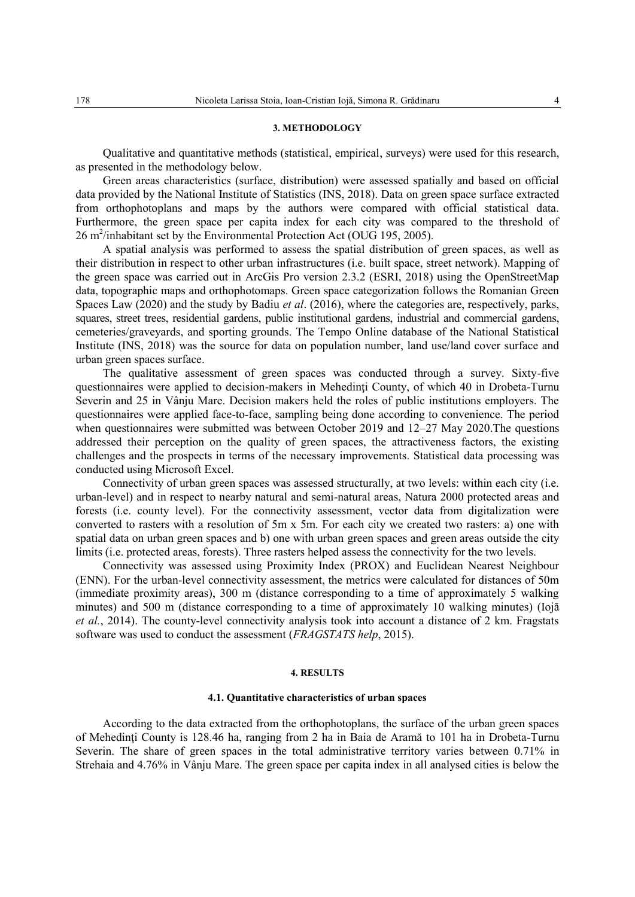## 3. METHODOLOGY

Qualitative and quantitative methods (statistical, empirical, surveys) were used for this research, as presented in the methodology below.

Green areas characteristics (surface, distribution) were assessed spatially and based on official data provided by the National Institute of Statistics (INS, 2018). Data on green space surface extracted from orthophotoplans and maps by the authors were compared with official statistical data. Furthermore, the green space per capita index for each city was compared to the threshold of 26 $m^2$/inhabitant set by the Environmental Protection Act (OUG 195, 2005).

A spatial analysis was performed to assess the spatial distribution of green spaces, as well as their distribution in respect to other urban infrastructures (i.e. built space, street network). Mapping of the green space was carried out in ArcGis Pro version 2.3.2 (ESRI, 2018) using the OpenStreetMap data, topographic maps and orthophotomaps. Green space categorization follows the Romanian Green Spaces Law (2020) and the study by Badiu *et al*. (2016), where the categories are, respectively, parks, squares, street trees, residential gardens, public institutional gardens, industrial and commercial gardens, cemeteries/graveyards, and sporting grounds. The Tempo Online database of the National Statistical Institute (INS, 2018) was the source for data on population number, land use/land cover surface and urban green spaces surface.

The qualitative assessment of green spaces was conducted through a survey. Sixty-five questionnaires were applied to decision-makers in Mehedinţi County, of which 40 in Drobeta-Turnu Severin and 25 in Vânju Mare. Decision makers held the roles of public institutions employers. The questionnaires were applied face-to-face, sampling being done according to convenience. The period when questionnaires were submitted was between October 2019 and 12–27 May 2020.The questions addressed their perception on the quality of green spaces, the attractiveness factors, the existing challenges and the prospects in terms of the necessary improvements. Statistical data processing was conducted using Microsoft Excel.

Connectivity of urban green spaces was assessed structurally, at two levels: within each city (i.e. urban-level) and in respect to nearby natural and semi-natural areas, Natura 2000 protected areas and forests (i.e. county level). For the connectivity assessment, vector data from digitalization were converted to rasters with a resolution of 5m x 5m. For each city we created two rasters: a) one with spatial data on urban green spaces and b) one with urban green spaces and green areas outside the city limits (i.e. protected areas, forests). Three rasters helped assess the connectivity for the two levels.

Connectivity was assessed using Proximity Index (PROX) and Euclidean Nearest Neighbour (ENN). For the urban-level connectivity assessment, the metrics were calculated for distances of 50m (immediate proximity areas), 300 m (distance corresponding to a time of approximately 5 walking minutes) and 500 m (distance corresponding to a time of approximately 10 walking minutes) (Iojă *et al.*, 2014). The county-level connectivity analysis took into account a distance of 2 km. Fragstats software was used to conduct the assessment (*FRAGSTATS help*, 2015).

## 4. RESULTS

### 4.1. Quantitative characteristics of urban spaces

According to the data extracted from the orthophotoplans, the surface of the urban green spaces of Mehedinţi County is 128.46 ha, ranging from 2 ha in Baia de Aramă to 101 ha in Drobeta-Turnu Severin. The share of green spaces in the total administrative territory varies between 0.71% in Strehaia and 4.76% in Vânju Mare. The green space per capita index in all analysed cities is below the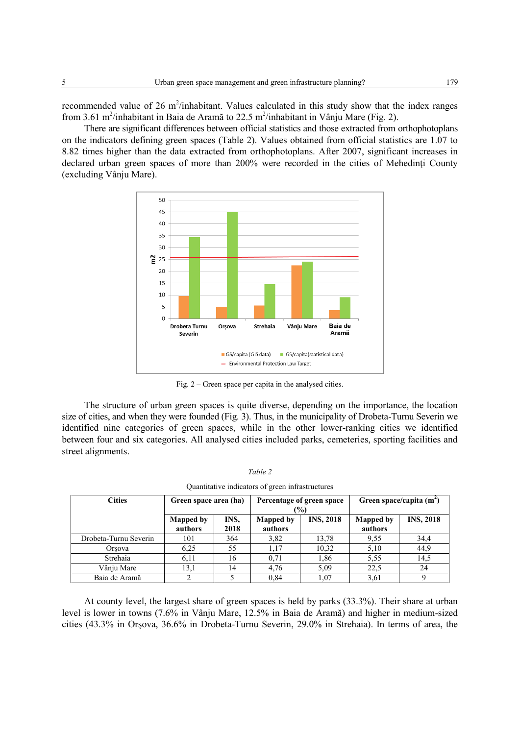recommended value of 26 $m^2$/inhabitant. Values calculated in this study show that the index ranges from 3.61 $m^2$/inhabitant in Baia de Aramă to 22.5 $m^2$/inhabitant in Vânju Mare (Fig. 2).

There are significant differences between official statistics and those extracted from orthophotoplans on the indicators defining green spaces (Table 2). Values obtained from official statistics are 1.07 to 8.82 times higher than the data extracted from orthophotoplans. After 2007, significant increases in declared urban green spaces of more than 200% were recorded in the cities of Mehedinţi County (excluding Vânju Mare).

Fig. 2 – Green space per capita in the analysed cities.

The structure of urban green spaces is quite diverse, depending on the importance, the location size of cities, and when they were founded (Fig. 3). Thus, in the municipality of Drobeta-Turnu Severin we identified nine categories of green spaces, while in the other lower-ranking cities we identified between four and six categories. All analysed cities included parks, cemeteries, sporting facilities and street alignments.

*Table 2*

Quantitative indicators of green infrastructures

| Cities | Green space area (ha) | | Percentage of green space (%) | | Green space/capita ($m^2$) | |
|---|---|---|---|---|---|---|
| | Mapped by authors | INS, 2018 | Mapped by authors | INS, 2018 | Mapped by authors | INS, 2018 |
| Drobeta-Turnu Severin | 101 | 364 | 3,82 | 13,78 | 9,55 | 34,4 |
| Orşova | 6,25 | 55 | 1,17 | 10,32 | 5,10 | 44,9 |
| Strehaia | 6,11 | 16 | 0,71 | 1,86 | 5,55 | 14,5 |
| Vânju Mare | 13,1 | 14 | 4,76 | 5,09 | 22,5 | 24 |
| Baia de Aramă | 2 | 5 | 0,84 | 1,07 | 3,61 | 9 |

At county level, the largest share of green spaces is held by parks (33.3%). Their share at urban level is lower in towns (7.6% in Vânju Mare, 12.5% in Baia de Aramă) and higher in medium-sized cities (43.3% in Orşova, 36.6% in Drobeta-Turnu Severin, 29.0% in Strehaia). In terms of area, the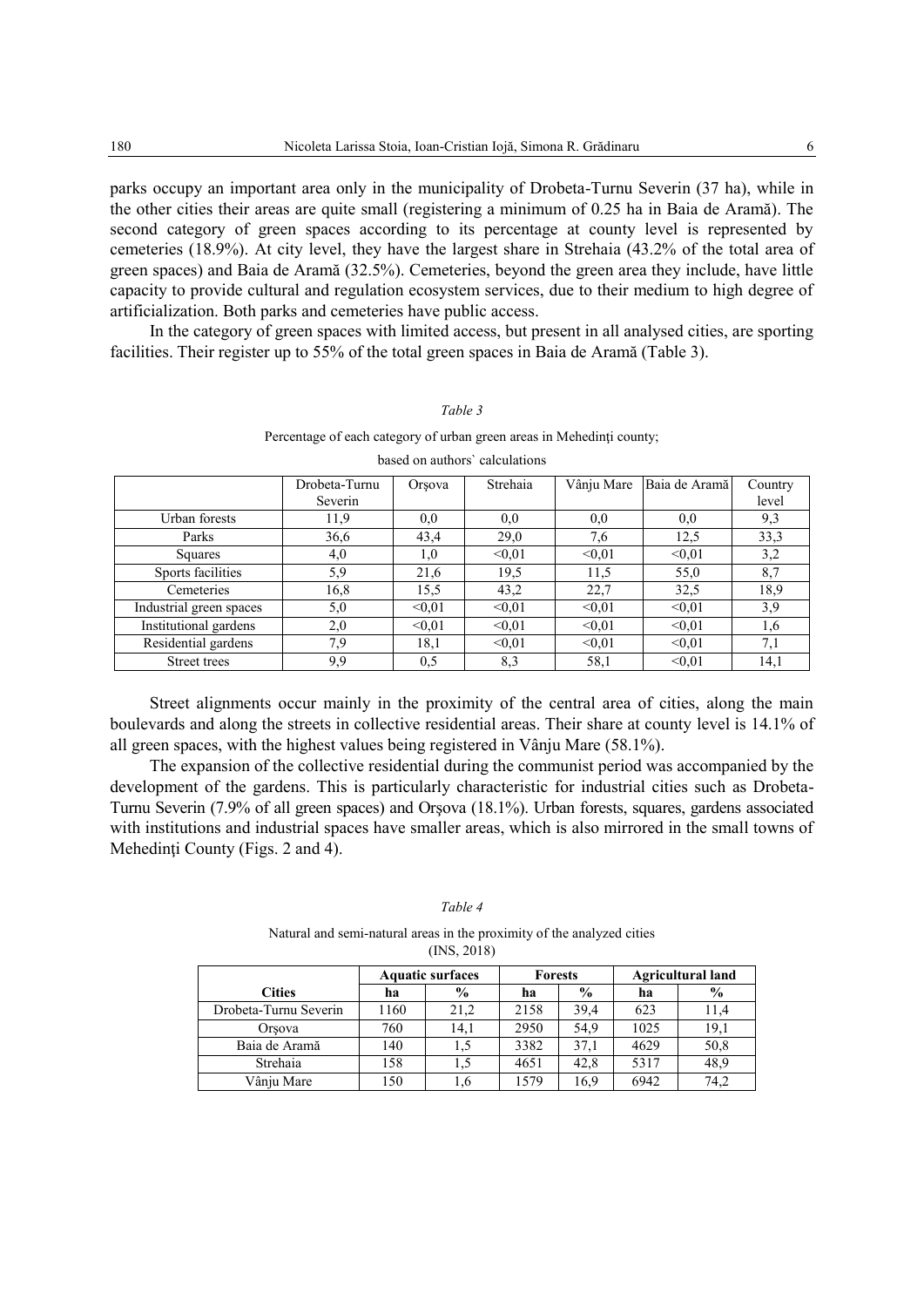parks occupy an important area only in the municipality of Drobeta-Turnu Severin (37 ha), while in the other cities their areas are quite small (registering a minimum of 0.25 ha in Baia de Aramă). The second category of green spaces according to its percentage at county level is represented by cemeteries (18.9%). At city level, they have the largest share in Strehaia (43.2% of the total area of green spaces) and Baia de Aramă (32.5%). Cemeteries, beyond the green area they include, have little capacity to provide cultural and regulation ecosystem services, due to their medium to high degree of artificialization. Both parks and cemeteries have public access.

In the category of green spaces with limited access, but present in all analysed cities, are sporting facilities. Their register up to 55% of the total green spaces in Baia de Aramă (Table 3).

*Table 3*

Percentage of each category of urban green areas in Mehedinți county; based on authors` calculations

| | Drobeta-Turnu Severin | Orșova | Strehaia | Vânju Mare | Baia de Aramă | Country level |
|---|---|---|---|---|---|---|
| Urban forests | 11,9 | 0,0 | 0,0 | 0,0 | 0,0 | 9,3 |
| Parks | 36,6 | 43,4 | 29,0 | 7,6 | 12,5 | 33,3 |
| Squares | 4,0 | 1,0 | <0,01 | <0,01 | <0,01 | 3,2 |
| Sports facilities | 5,9 | 21,6 | 19,5 | 11,5 | 55,0 | 8,7 |
| Cemeteries | 16,8 | 15,5 | 43,2 | 22,7 | 32,5 | 18,9 |
| Industrial green spaces | 5,0 | <0,01 | <0,01 | <0,01 | <0,01 | 3,9 |
| Institutional gardens | 2,0 | <0,01 | <0,01 | <0,01 | <0,01 | 1,6 |
| Residential gardens | 7,9 | 18,1 | <0,01 | <0,01 | <0,01 | 7,1 |
| Street trees | 9,9 | 0,5 | 8,3 | 58,1 | <0,01 | 14,1 |

Street alignments occur mainly in the proximity of the central area of cities, along the main boulevards and along the streets in collective residential areas. Their share at county level is 14.1% of all green spaces, with the highest values being registered in Vânju Mare (58.1%).

The expansion of the collective residential during the communist period was accompanied by the development of the gardens. This is particularly characteristic for industrial cities such as Drobeta-Turnu Severin (7.9% of all green spaces) and Orșova (18.1%). Urban forests, squares, gardens associated with institutions and industrial spaces have smaller areas, which is also mirrored in the small towns of Mehedinți County (Figs. 2 and 4).

*Table 4*

Natural and semi-natural areas in the proximity of the analyzed cities (INS, 2018)

| | Aquatic surfaces | | Forests | | Agricultural land | |
|---|---|---|---|---|---|---|
| **Cities** | **ha** | **%** | **ha** | **%** | **ha** | **%** |
| Drobeta-Turnu Severin | 1160 | 21,2 | 2158 | 39,4 | 623 | 11,4 |
| Orșova | 760 | 14,1 | 2950 | 54,9 | 1025 | 19,1 |
| Baia de Aramă | 140 | 1,5 | 3382 | 37,1 | 4629 | 50,8 |
| Strehaia | 158 | 1,5 | 4651 | 42,8 | 5317 | 48,9 |
| Vânju Mare | 150 | 1,6 | 1579 | 16,9 | 6942 | 74,2 |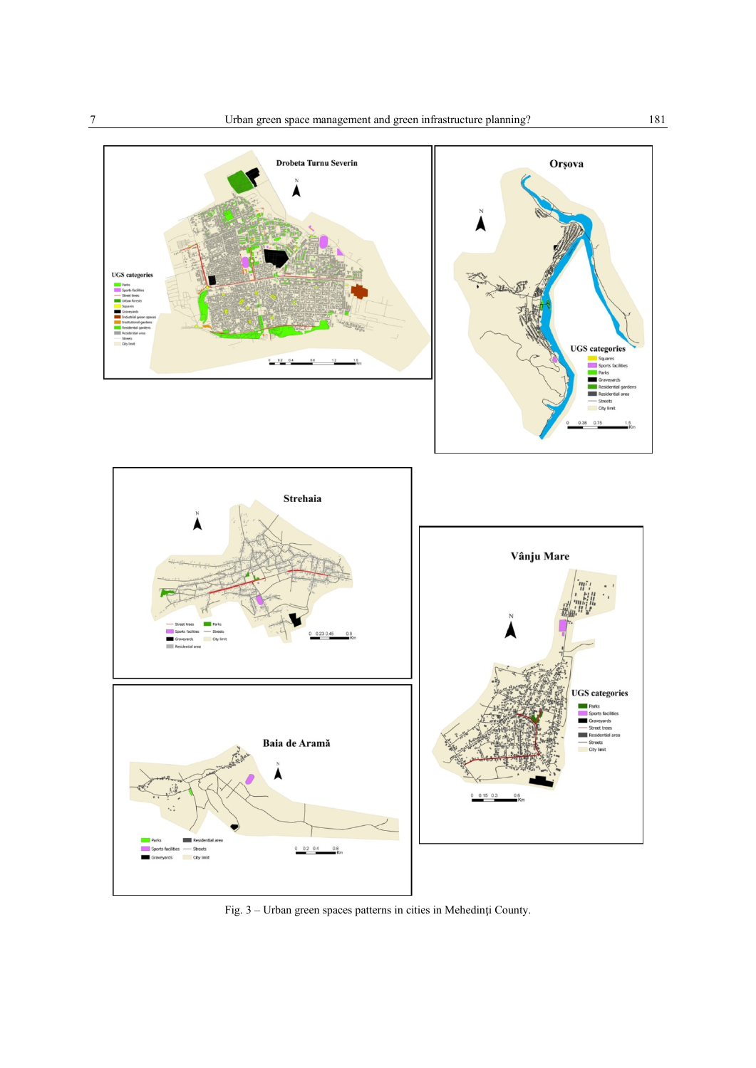Fig. 3 – Urban green spaces patterns in cities in Mehedinţi County.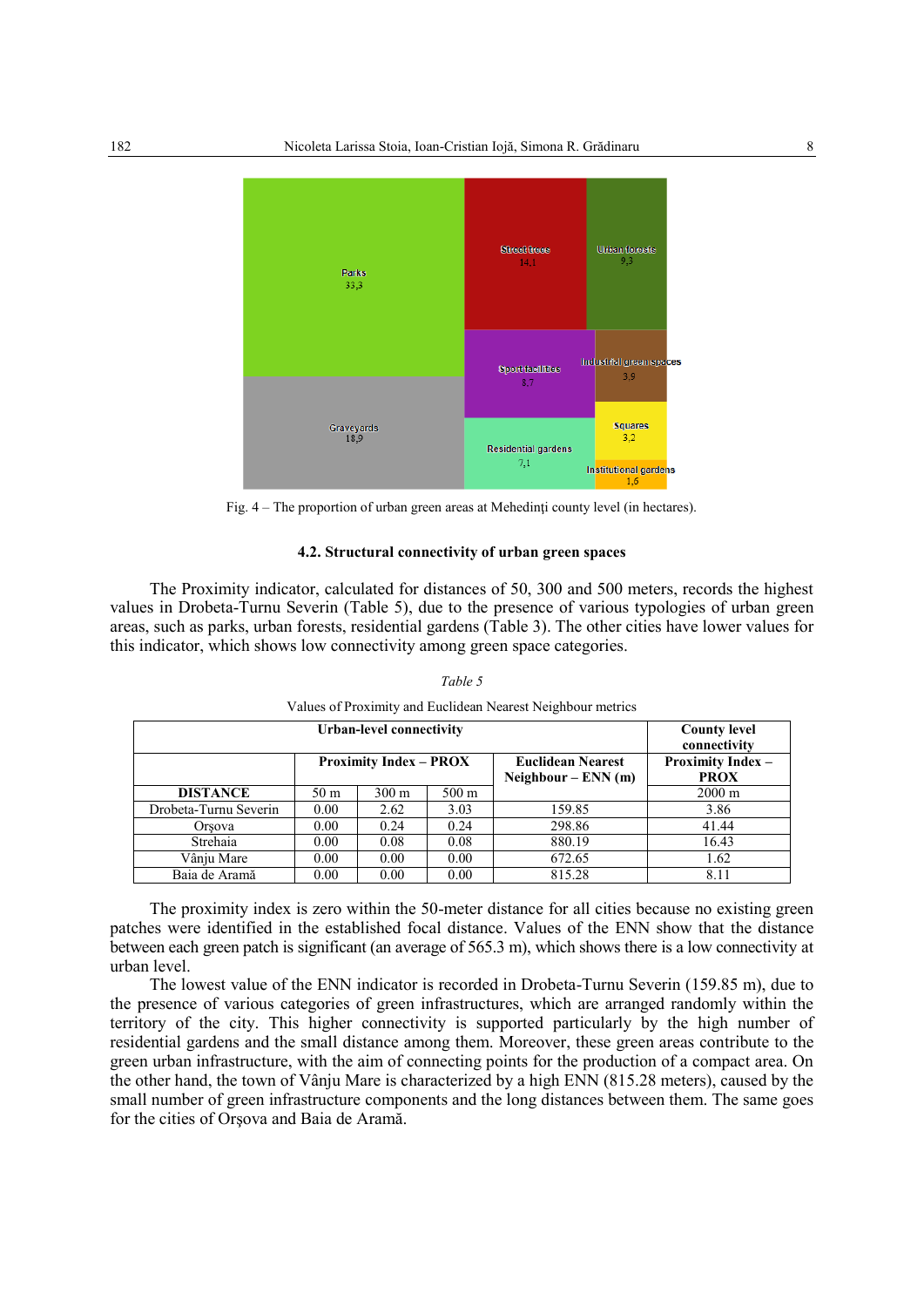Fig. 4 – The proportion of urban green areas at Mehedinți county level (in hectares).

### 4.2. Structural connectivity of urban green spaces

The Proximity indicator, calculated for distances of 50, 300 and 500 meters, records the highest values in Drobeta-Turnu Severin (Table 5), due to the presence of various typologies of urban green areas, such as parks, urban forests, residential gardens (Table 3). The other cities have lower values for this indicator, which shows low connectivity among green space categories.

*Table 5*

Values of Proximity and Euclidean Nearest Neighbour metrics

| Urban-level connectivity | | | | | County level connectivity |
|---|---|---|---|---|---|
| | Proximity Index – PROX | | | Euclidean Nearest Neighbour – ENN (m) | Proximity Index – PROX |
| **DISTANCE** | 50 m | 300 m | 500 m | | 2000 m |
| Drobeta-Turnu Severin | 0.00 | 2.62 | 3.03 | 159.85 | 3.86 |
| Orşova | 0.00 | 0.24 | 0.24 | 298.86 | 41.44 |
| Strehaia | 0.00 | 0.08 | 0.08 | 880.19 | 16.43 |
| Vânju Mare | 0.00 | 0.00 | 0.00 | 672.65 | 1.62 |
| Baia de Aramă | 0.00 | 0.00 | 0.00 | 815.28 | 8.11 |

The proximity index is zero within the 50-meter distance for all cities because no existing green patches were identified in the established focal distance. Values of the ENN show that the distance between each green patch is significant (an average of 565.3 m), which shows there is a low connectivity at urban level.

The lowest value of the ENN indicator is recorded in Drobeta-Turnu Severin (159.85 m), due to the presence of various categories of green infrastructures, which are arranged randomly within the territory of the city. This higher connectivity is supported particularly by the high number of residential gardens and the small distance among them. Moreover, these green areas contribute to the green urban infrastructure, with the aim of connecting points for the production of a compact area. On the other hand, the town of Vânju Mare is characterized by a high ENN (815.28 meters), caused by the small number of green infrastructure components and the long distances between them. The same goes for the cities of Orşova and Baia de Aramă.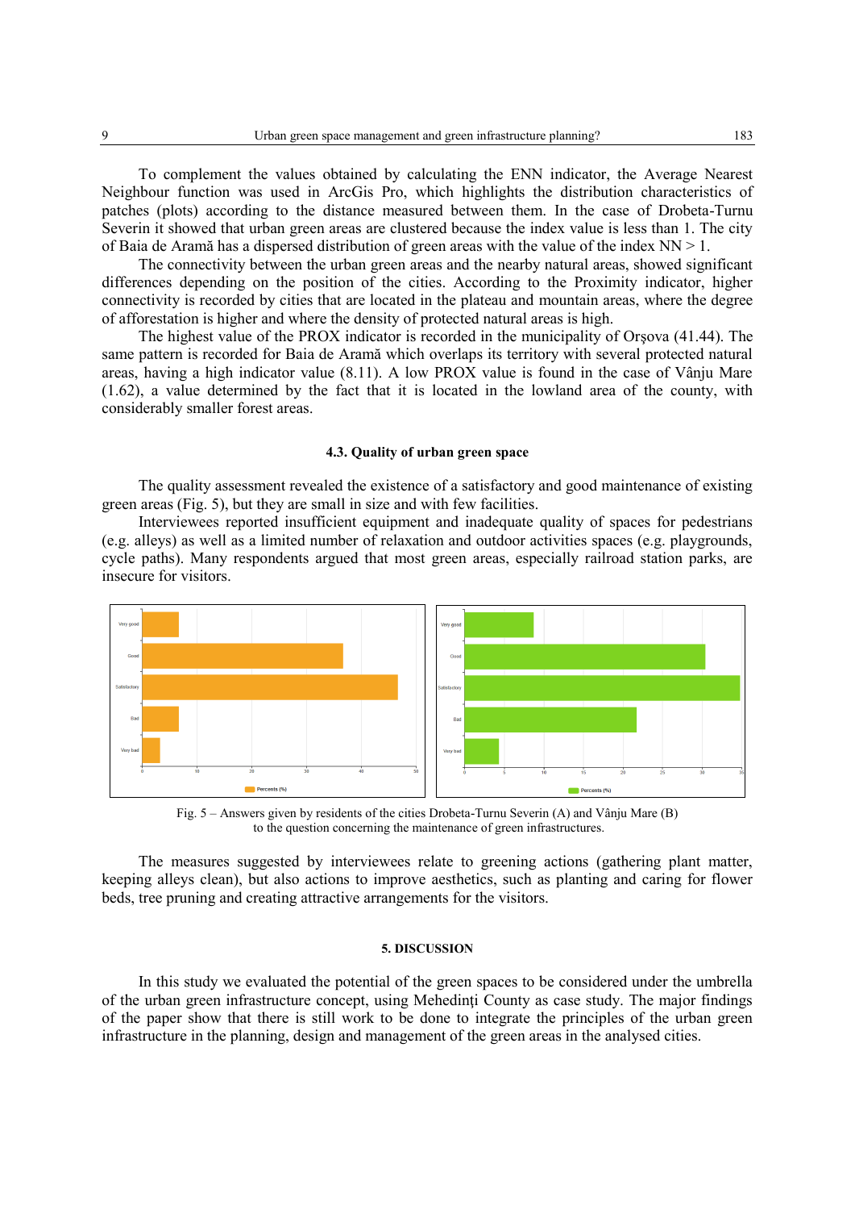To complement the values obtained by calculating the ENN indicator, the Average Nearest Neighbour function was used in ArcGis Pro, which highlights the distribution characteristics of patches (plots) according to the distance measured between them. In the case of Drobeta-Turnu Severin it showed that urban green areas are clustered because the index value is less than 1. The city of Baia de Aramă has a dispersed distribution of green areas with the value of the index NN > 1.

The connectivity between the urban green areas and the nearby natural areas, showed significant differences depending on the position of the cities. According to the Proximity indicator, higher connectivity is recorded by cities that are located in the plateau and mountain areas, where the degree of afforestation is higher and where the density of protected natural areas is high.

The highest value of the PROX indicator is recorded in the municipality of Orşova (41.44). The same pattern is recorded for Baia de Aramă which overlaps its territory with several protected natural areas, having a high indicator value (8.11). A low PROX value is found in the case of Vânju Mare (1.62), a value determined by the fact that it is located in the lowland area of the county, with considerably smaller forest areas.

### 4.3. Quality of urban green space

The quality assessment revealed the existence of a satisfactory and good maintenance of existing green areas (Fig. 5), but they are small in size and with few facilities.

Interviewees reported insufficient equipment and inadequate quality of spaces for pedestrians (e.g. alleys) as well as a limited number of relaxation and outdoor activities spaces (e.g. playgrounds, cycle paths). Many respondents argued that most green areas, especially railroad station parks, are insecure for visitors.

Fig. 5 – Answers given by residents of the cities Drobeta-Turnu Severin (A) and Vânju Mare (B) to the question concerning the maintenance of green infrastructures.

The measures suggested by interviewees relate to greening actions (gathering plant matter, keeping alleys clean), but also actions to improve aesthetics, such as planting and caring for flower beds, tree pruning and creating attractive arrangements for the visitors.

## 5. DISCUSSION

In this study we evaluated the potential of the green spaces to be considered under the umbrella of the urban green infrastructure concept, using Mehedinţi County as case study. The major findings of the paper show that there is still work to be done to integrate the principles of the urban green infrastructure in the planning, design and management of the green areas in the analysed cities.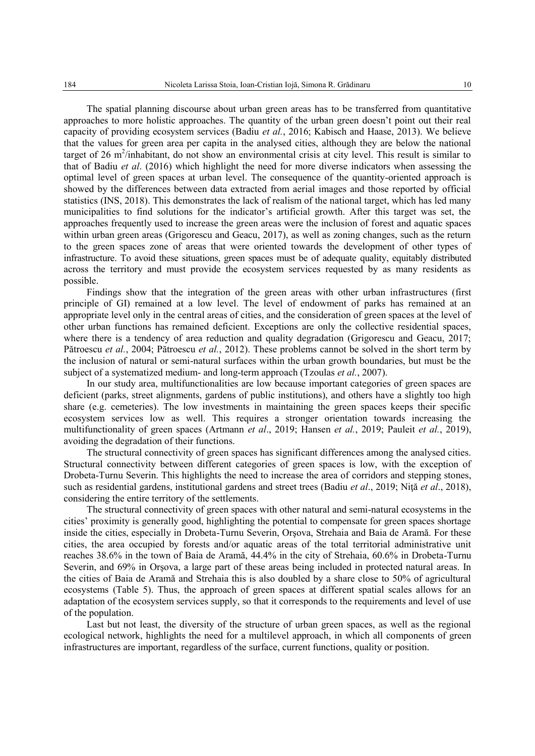The spatial planning discourse about urban green areas has to be transferred from quantitative approaches to more holistic approaches. The quantity of the urban green doesn't point out their real capacity of providing ecosystem services (Badiu *et al.*, 2016; Kabisch and Haase, 2013). We believe that the values for green area per capita in the analysed cities, although they are below the national target of 26 m$^2$/inhabitant, do not show an environmental crisis at city level. This result is similar to that of Badiu *et al*. (2016) which highlight the need for more diverse indicators when assessing the optimal level of green spaces at urban level. The consequence of the quantity-oriented approach is showed by the differences between data extracted from aerial images and those reported by official statistics (INS, 2018). This demonstrates the lack of realism of the national target, which has led many municipalities to find solutions for the indicator's artificial growth. After this target was set, the approaches frequently used to increase the green areas were the inclusion of forest and aquatic spaces within urban green areas (Grigorescu and Geacu, 2017), as well as zoning changes, such as the return to the green spaces zone of areas that were oriented towards the development of other types of infrastructure. To avoid these situations, green spaces must be of adequate quality, equitably distributed across the territory and must provide the ecosystem services requested by as many residents as possible.

Findings show that the integration of the green areas with other urban infrastructures (first principle of GI) remained at a low level. The level of endowment of parks has remained at an appropriate level only in the central areas of cities, and the consideration of green spaces at the level of other urban functions has remained deficient. Exceptions are only the collective residential spaces, where there is a tendency of area reduction and quality degradation (Grigorescu and Geacu, 2017; Pătroescu *et al.*, 2004; Pătroescu *et al.*, 2012). These problems cannot be solved in the short term by the inclusion of natural or semi-natural surfaces within the urban growth boundaries, but must be the subject of a systematized medium- and long-term approach (Tzoulas *et al.*, 2007).

In our study area, multifunctionalities are low because important categories of green spaces are deficient (parks, street alignments, gardens of public institutions), and others have a slightly too high share (e.g. cemeteries). The low investments in maintaining the green spaces keeps their specific ecosystem services low as well. This requires a stronger orientation towards increasing the multifunctionality of green spaces (Artmann *et al*., 2019; Hansen *et al.*, 2019; Pauleit *et al.*, 2019), avoiding the degradation of their functions.

The structural connectivity of green spaces has significant differences among the analysed cities. Structural connectivity between different categories of green spaces is low, with the exception of Drobeta-Turnu Severin. This highlights the need to increase the area of corridors and stepping stones, such as residential gardens, institutional gardens and street trees (Badiu *et al*., 2019; Niţă *et al*., 2018), considering the entire territory of the settlements.

The structural connectivity of green spaces with other natural and semi-natural ecosystems in the cities' proximity is generally good, highlighting the potential to compensate for green spaces shortage inside the cities, especially in Drobeta-Turnu Severin, Orşova, Strehaia and Baia de Aramă. For these cities, the area occupied by forests and/or aquatic areas of the total territorial administrative unit reaches 38.6% in the town of Baia de Aramă, 44.4% in the city of Strehaia, 60.6% in Drobeta-Turnu Severin, and 69% in Orșova, a large part of these areas being included in protected natural areas. In the cities of Baia de Aramă and Strehaia this is also doubled by a share close to 50% of agricultural ecosystems (Table 5). Thus, the approach of green spaces at different spatial scales allows for an adaptation of the ecosystem services supply, so that it corresponds to the requirements and level of use of the population.

Last but not least, the diversity of the structure of urban green spaces, as well as the regional ecological network, highlights the need for a multilevel approach, in which all components of green infrastructures are important, regardless of the surface, current functions, quality or position.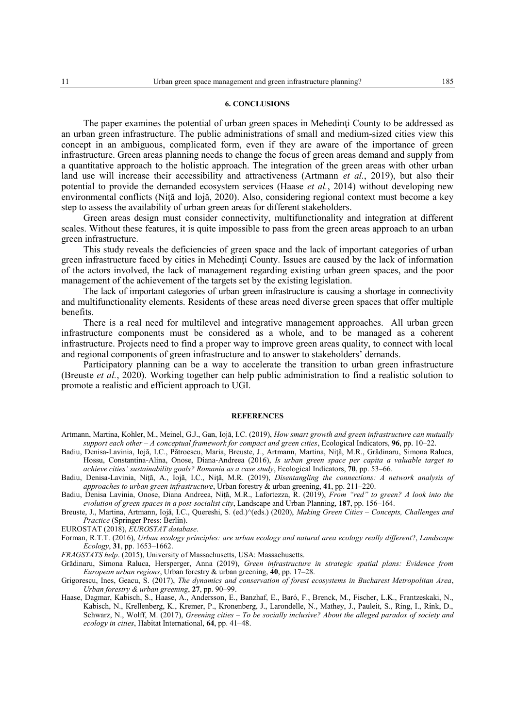## 6. CONCLUSIONS

The paper examines the potential of urban green spaces in Mehedinţi County to be addressed as an urban green infrastructure. The public administrations of small and medium-sized cities view this concept in an ambiguous, complicated form, even if they are aware of the importance of green infrastructure. Green areas planning needs to change the focus of green areas demand and supply from a quantitative approach to the holistic approach. The integration of the green areas with other urban land use will increase their accessibility and attractiveness (Artmann *et al.*, 2019), but also their potential to provide the demanded ecosystem services (Haase *et al.*, 2014) without developing new environmental conflicts (Niţă and Iojă, 2020). Also, considering regional context must become a key step to assess the availability of urban green areas for different stakeholders.

Green areas design must consider connectivity, multifunctionality and integration at different scales. Without these features, it is quite impossible to pass from the green areas approach to an urban green infrastructure.

This study reveals the deficiencies of green space and the lack of important categories of urban green infrastructure faced by cities in Mehedinţi County. Issues are caused by the lack of information of the actors involved, the lack of management regarding existing urban green spaces, and the poor management of the achievement of the targets set by the existing legislation.

The lack of important categories of urban green infrastructure is causing a shortage in connectivity and multifunctionality elements. Residents of these areas need diverse green spaces that offer multiple benefits.

There is a real need for multilevel and integrative management approaches. All urban green infrastructure components must be considered as a whole, and to be managed as a coherent infrastructure. Projects need to find a proper way to improve green areas quality, to connect with local and regional components of green infrastructure and to answer to stakeholders' demands.

Participatory planning can be a way to accelerate the transition to urban green infrastructure (Breuste *et al.*, 2020). Working together can help public administration to find a realistic solution to promote a realistic and efficient approach to UGI.

## REFERENCES

Artmann, Martina, Kohler, M., Meinel, G.J., Gan, Iojă, I.C. (2019), *How smart growth and green infrastructure can mutually support each other – A conceptual framework for compact and green cities*, Ecological Indicators, **96**, pp. 10–22.

Badiu, Denisa-Lavinia, Iojă, I.C., Pătroescu, Maria, Breuste, J., Artmann, Martina, Niţă, M.R., Grădinaru, Simona Raluca, Hossu, Constantina-Alina, Onose, Diana-Andreea (2016), *Is urban green space per capita a valuable target to achieve cities' sustainability goals? Romania as a case study*, Ecological Indicators, **70**, pp. 53–66.

Badiu, Denisa-Lavinia, Niţă, A., Iojă, I.C., Niţă, M.R. (2019), *Disentangling the connections: A network analysis of approaches to urban green infrastructure*, Urban forestry & urban greening, **41**, pp. 211–220.

Badiu, Denisa Lavinia, Onose, Diana Andreea, Niţă, M.R., Lafortezza, R. (2019), *From "red" to green? A look into the evolution of green spaces in a post-socialist city*, Landscape and Urban Planning, **187**, pp. 156–164.

Breuste, J., Martina, Artmann, Iojă, I.C., Quereshi, S. (ed.)^(eds.) (2020), *Making Green Cities – Concepts, Challenges and Practice* (Springer Press: Berlin).

EUROSTAT (2018), *EUROSTAT database*.

Forman, R.T.T. (2016), *Urban ecology principles: are urban ecology and natural area ecology really different*?, *Landscape Ecology*, **31**, pp. 1653–1662.

*FRAGSTATS help*. (2015), University of Massachusetts, USA: Massachusetts.

Grădinaru, Simona Raluca, Hersperger, Anna (2019), *Green infrastructure in strategic spatial plans: Evidence from European urban regions*, Urban forestry & urban greening, **40**, pp. 17–28.

Grigorescu, Ines, Geacu, S. (2017), *The dynamics and conservation of forest ecosystems in Bucharest Metropolitan Area*, *Urban forestry & urban greening*, **27**, pp. 90–99.

Haase, Dagmar, Kabisch, S., Haase, A., Andersson, E., Banzhaf, E., Baró, F., Brenck, M., Fischer, L.K., Frantzeskaki, N., Kabisch, N., Krellenberg, K., Kremer, P., Kronenberg, J., Larondelle, N., Mathey, J., Pauleit, S., Ring, I., Rink, D., Schwarz, N., Wolff, M. (2017), *Greening cities – To be socially inclusive? About the alleged paradox of society and ecology in cities*, Habitat International, **64**, pp. 41–48.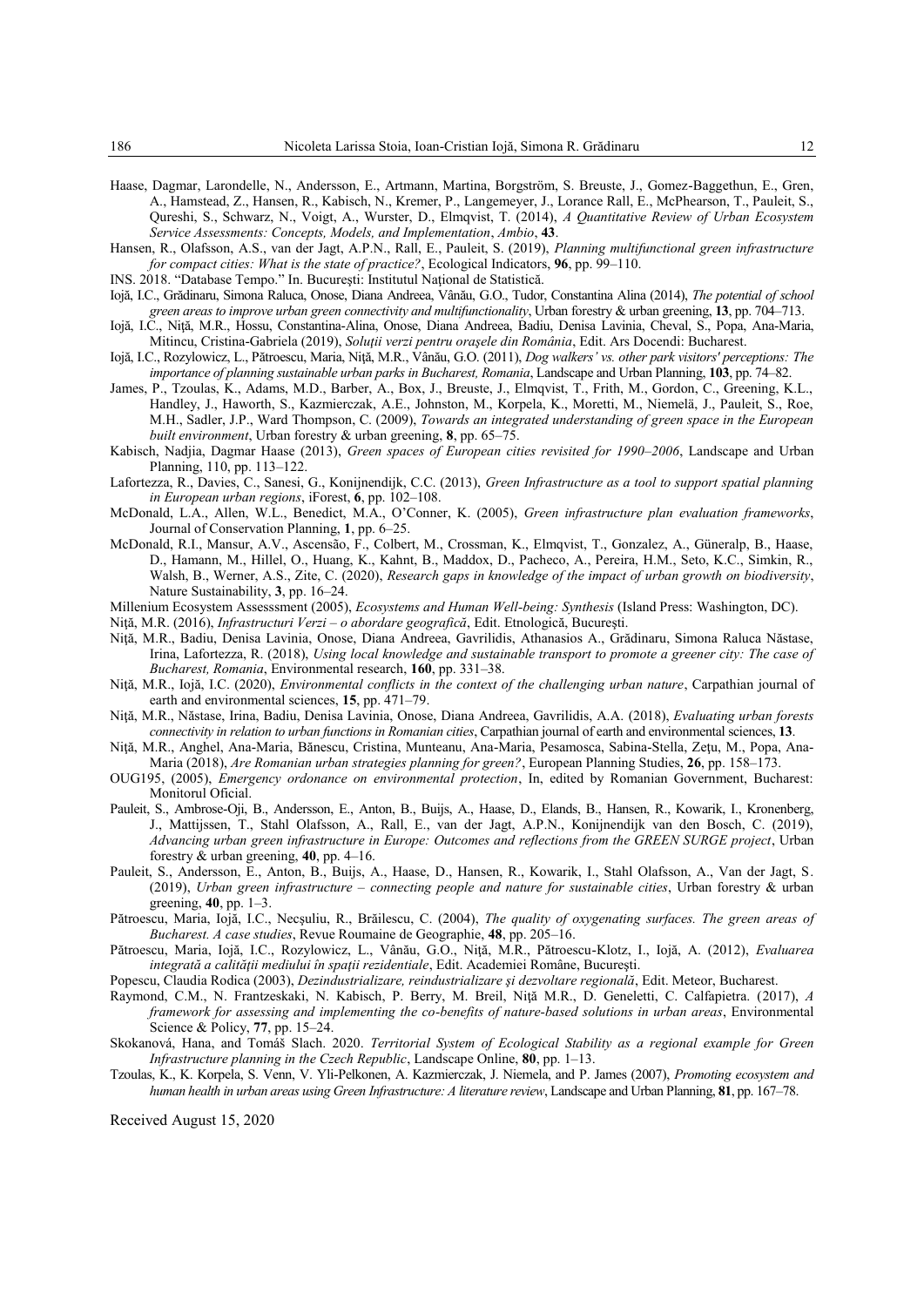Haase, Dagmar, Larondelle, N., Andersson, E., Artmann, Martina, Borgström, S. Breuste, J., Gomez-Baggethun, E., Gren, A., Hamstead, Z., Hansen, R., Kabisch, N., Kremer, P., Langemeyer, J., Lorance Rall, E., McPhearson, T., Pauleit, S., Qureshi, S., Schwarz, N., Voigt, A., Wurster, D., Elmqvist, T. (2014), *A Quantitative Review of Urban Ecosystem Service Assessments: Concepts, Models, and Implementation*, *Ambio*, **43**.

Hansen, R., Olafsson, A.S., van der Jagt, A.P.N., Rall, E., Pauleit, S. (2019), *Planning multifunctional green infrastructure for compact cities: What is the state of practice?*, Ecological Indicators, **96**, pp. 99–110.

INS. 2018. "Database Tempo." In. București: Institutul Național de Statistică.

Iojă, I.C., Grădinaru, Simona Raluca, Onose, Diana Andreea, Vânău, G.O., Tudor, Constantina Alina (2014), *The potential of school green areas to improve urban green connectivity and multifunctionality*, Urban forestry & urban greening, **13**, pp. 704–713.

Iojă, I.C., Niță, M.R., Hossu, Constantina-Alina, Onose, Diana Andreea, Badiu, Denisa Lavinia, Cheval, S., Popa, Ana-Maria, Mitincu, Cristina-Gabriela (2019), *Soluții verzi pentru orașele din România*, Edit. Ars Docendi: Bucharest.

Iojă, I.C., Rozylowicz, L., Pătroescu, Maria, Niță, M.R., Vânău, G.O. (2011), *Dog walkers' vs. other park visitors' perceptions: The importance of planning sustainable urban parks in Bucharest, Romania*, Landscape and Urban Planning, **103**, pp. 74–82.

James, P., Tzoulas, K., Adams, M.D., Barber, A., Box, J., Breuste, J., Elmqvist, T., Frith, M., Gordon, C., Greening, K.L., Handley, J., Haworth, S., Kazmierczak, A.E., Johnston, M., Korpela, K., Moretti, M., Niemelä, J., Pauleit, S., Roe, M.H., Sadler, J.P., Ward Thompson, C. (2009), *Towards an integrated understanding of green space in the European built environment*, Urban forestry & urban greening, **8**, pp. 65–75.

Kabisch, Nadjia, Dagmar Haase (2013), *Green spaces of European cities revisited for 1990–2006*, Landscape and Urban Planning, 110, pp. 113–122.

Lafortezza, R., Davies, C., Sanesi, G., Konijnendijk, C.C. (2013), *Green Infrastructure as a tool to support spatial planning in European urban regions*, iForest, **6**, pp. 102–108.

McDonald, L.A., Allen, W.L., Benedict, M.A., O'Conner, K. (2005), *Green infrastructure plan evaluation frameworks*, Journal of Conservation Planning, **1**, pp. 6–25.

McDonald, R.I., Mansur, A.V., Ascensão, F., Colbert, M., Crossman, K., Elmqvist, T., Gonzalez, A., Güneralp, B., Haase, D., Hamann, M., Hillel, O., Huang, K., Kahnt, B., Maddox, D., Pacheco, A., Pereira, H.M., Seto, K.C., Simkin, R., Walsh, B., Werner, A.S., Zite, C. (2020), *Research gaps in knowledge of the impact of urban growth on biodiversity*, Nature Sustainability, **3**, pp. 16–24.

Millenium Ecosystem Assesssment (2005), *Ecosystems and Human Well-being: Synthesis* (Island Press: Washington, DC).

Niță, M.R. (2016), *Infrastructuri Verzi – o abordare geografică*, Edit. Etnologică, București.

Niță, M.R., Badiu, Denisa Lavinia, Onose, Diana Andreea, Gavrilidis, Athanasios A., Grădinaru, Simona Raluca Năstase, Irina, Lafortezza, R. (2018), *Using local knowledge and sustainable transport to promote a greener city: The case of Bucharest, Romania*, Environmental research, **160**, pp. 331–38.

Niță, M.R., Iojă, I.C. (2020), *Environmental conflicts in the context of the challenging urban nature*, Carpathian journal of earth and environmental sciences, **15**, pp. 471–79.

Niță, M.R., Năstase, Irina, Badiu, Denisa Lavinia, Onose, Diana Andreea, Gavrilidis, A.A. (2018), *Evaluating urban forests connectivity in relation to urban functions in Romanian cities*, Carpathian journal of earth and environmental sciences, **13**.

Niță, M.R., Anghel, Ana-Maria, Bănescu, Cristina, Munteanu, Ana-Maria, Pesamosca, Sabina-Stella, Zețu, M., Popa, Ana-Maria (2018), *Are Romanian urban strategies planning for green?*, European Planning Studies, **26**, pp. 158–173.

OUG195, (2005), *Emergency ordonance on environmental protection*, In, edited by Romanian Government, Bucharest: Monitorul Oficial.

Pauleit, S., Ambrose-Oji, B., Andersson, E., Anton, B., Buijs, A., Haase, D., Elands, B., Hansen, R., Kowarik, I., Kronenberg, J., Mattijssen, T., Stahl Olafsson, A., Rall, E., van der Jagt, A.P.N., Konijnendijk van den Bosch, C. (2019), *Advancing urban green infrastructure in Europe: Outcomes and reflections from the GREEN SURGE project*, Urban forestry & urban greening, **40**, pp. 4–16.

Pauleit, S., Andersson, E., Anton, B., Buijs, A., Haase, D., Hansen, R., Kowarik, I., Stahl Olafsson, A., Van der Jagt, S. (2019), *Urban green infrastructure – connecting people and nature for sustainable cities*, Urban forestry & urban greening, **40**, pp. 1–3.

Pătroescu, Maria, Iojă, I.C., Necșuliu, R., Brăilescu, C. (2004), *The quality of oxygenating surfaces. The green areas of Bucharest. A case studies*, Revue Roumaine de Geographie, **48**, pp. 205–16.

Pătroescu, Maria, Iojă, I.C., Rozylowicz, L., Vânău, G.O., Niță, M.R., Pătroescu-Klotz, I., Iojă, A. (2012), *Evaluarea integrată a calității mediului în spații rezidentiale*, Edit. Academiei Române, București.

Popescu, Claudia Rodica (2003), *Dezindustrializare, reindustrializare și dezvoltare regională*, Edit. Meteor, Bucharest.

Raymond, C.M., N. Frantzeskaki, N. Kabisch, P. Berry, M. Breil, Niță M.R., D. Geneletti, C. Calfapietra. (2017), *A framework for assessing and implementing the co-benefits of nature-based solutions in urban areas*, Environmental Science & Policy, **77**, pp. 15–24.

Skokanová, Hana, and Tomáš Slach. 2020. *Territorial System of Ecological Stability as a regional example for Green Infrastructure planning in the Czech Republic*, Landscape Online, **80**, pp. 1–13.

Tzoulas, K., K. Korpela, S. Venn, V. Yli-Pelkonen, A. Kazmierczak, J. Niemela, and P. James (2007), *Promoting ecosystem and human health in urban areas using Green Infrastructure: A literature review*, Landscape and Urban Planning, **81**, pp. 167–78.

Received August 15, 2020